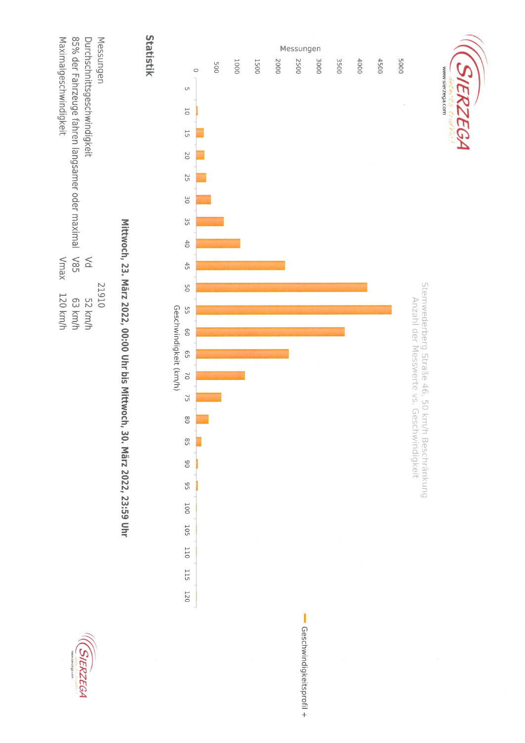SIERZEGA
detects traffic!
www.sierzega.com

Stemwederberg Straße 46, 50 km/h Beschränkung
Anzahl der Messwerte vs. Geschwindigkeit

Messungen

Geschwindigkeit (km/h)

Geschwindigkeitsprofil +

## Statistik

**Mittwoch, 23. März 2022, 00:00 Uhr bis Mittwoch, 30. März 2022, 23:59 Uhr**

| | | |
|---|---|---|
| Messungen | | 21910 |
| Durchschnittsgeschwindigkeit | Vd | 52 km/h |
| 85% der Fahrzeuge fahren langsamer oder maximal | V85 | 63 km/h |
| Maximalgeschwindigkeit | Vmax | 120 km/h |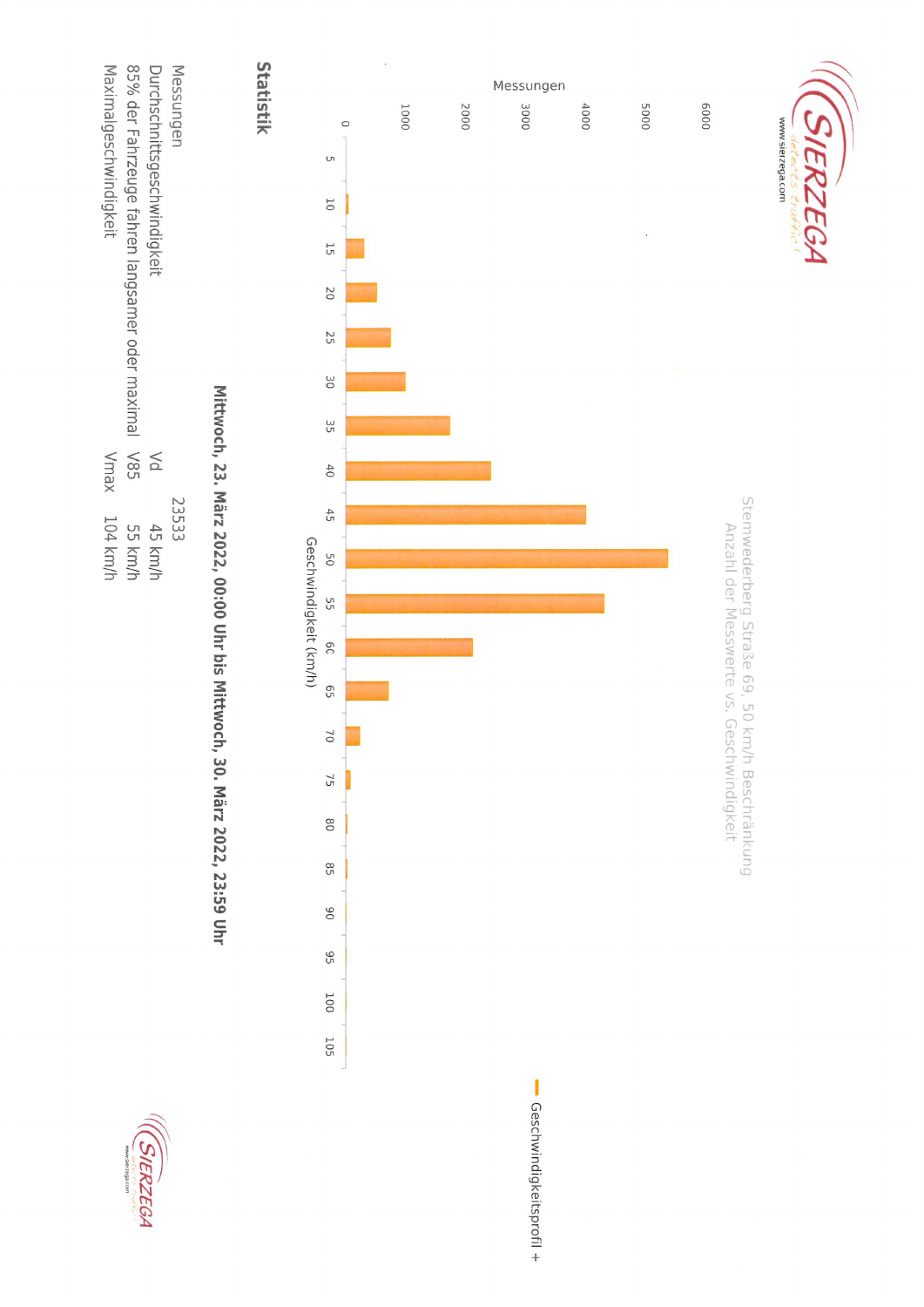Stemwederberg Straße 69, 50 km/h Beschränkung
Anzahl der Messwerte vs. Geschwindigkeit

Messungen

6000
5000
4000
3000
2000
1000
0

5 10 15 20 25 30 35 40 45 50 55 60 65 70 75 80 85 90 95 100 105

Geschwindigkeit (km/h)

Geschwindigkeitsprofil +

**Mittwoch, 23. März 2022, 00:00 Uhr bis Mittwoch, 30. März 2022, 23:59 Uhr**

## Statistik

| | | |
|---|---|---|
| Messungen | | 23533 |
| Durchschnittsgeschwindigkeit | Vd | 45 km/h |
| 85% der Fahrzeuge fahren langsamer oder maximal | V85 | 55 km/h |
| Maximalgeschwindigkeit | Vmax | 104 km/h |